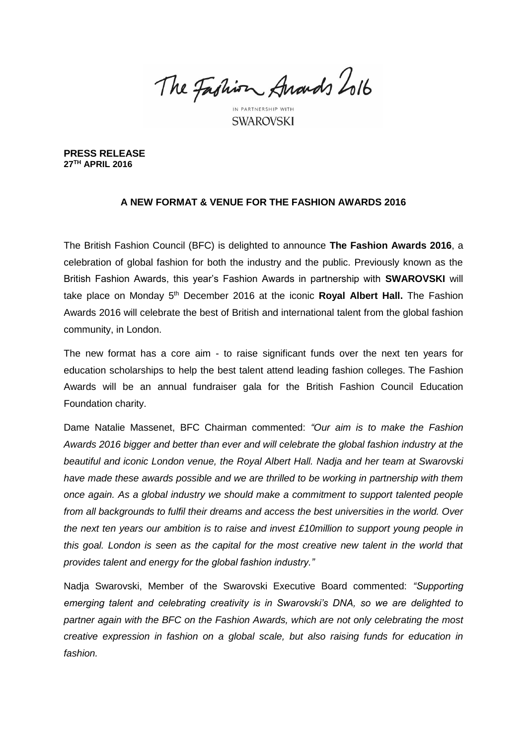The Fashion Awards 2016

IN PARTNERSHIP WITH
SWAROVSKI

**PRESS RELEASE**
**27TH APRIL 2016**

**A NEW FORMAT & VENUE FOR THE FASHION AWARDS 2016**

The British Fashion Council (BFC) is delighted to announce **The Fashion Awards 2016**, a celebration of global fashion for both the industry and the public. Previously known as the British Fashion Awards, this year's Fashion Awards in partnership with **SWAROVSKI** will take place on Monday 5th December 2016 at the iconic **Royal Albert Hall.** The Fashion Awards 2016 will celebrate the best of British and international talent from the global fashion community, in London.

The new format has a core aim - to raise significant funds over the next ten years for education scholarships to help the best talent attend leading fashion colleges. The Fashion Awards will be an annual fundraiser gala for the British Fashion Council Education Foundation charity.

Dame Natalie Massenet, BFC Chairman commented: *"Our aim is to make the Fashion Awards 2016 bigger and better than ever and will celebrate the global fashion industry at the beautiful and iconic London venue, the Royal Albert Hall. Nadja and her team at Swarovski have made these awards possible and we are thrilled to be working in partnership with them once again. As a global industry we should make a commitment to support talented people from all backgrounds to fulfil their dreams and access the best universities in the world. Over the next ten years our ambition is to raise and invest £10million to support young people in this goal. London is seen as the capital for the most creative new talent in the world that provides talent and energy for the global fashion industry."*

Nadja Swarovski, Member of the Swarovski Executive Board commented: *"Supporting emerging talent and celebrating creativity is in Swarovski's DNA, so we are delighted to partner again with the BFC on the Fashion Awards, which are not only celebrating the most creative expression in fashion on a global scale, but also raising funds for education in fashion.*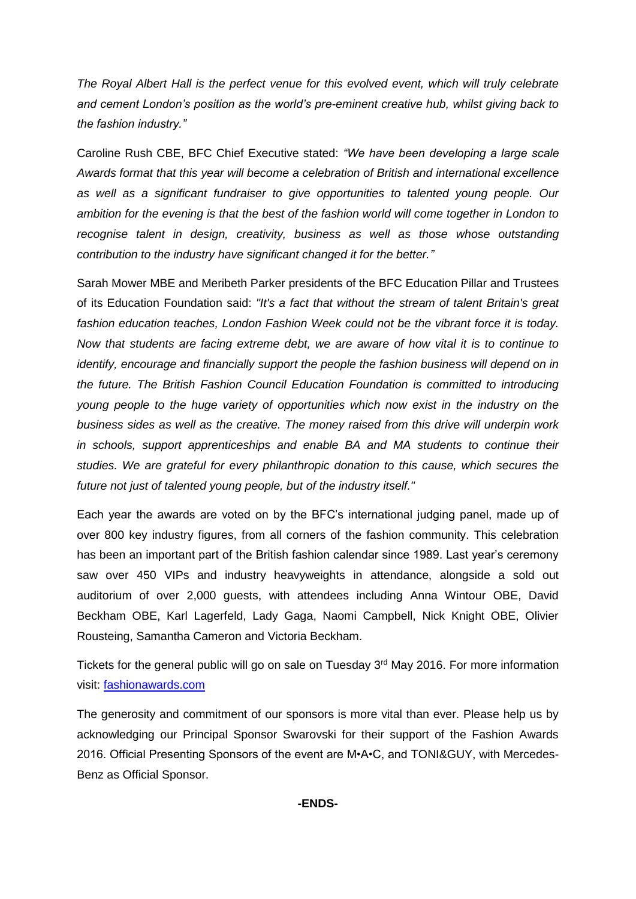*The Royal Albert Hall is the perfect venue for this evolved event, which will truly celebrate and cement London's position as the world's pre-eminent creative hub, whilst giving back to the fashion industry."*

Caroline Rush CBE, BFC Chief Executive stated: *"We have been developing a large scale Awards format that this year will become a celebration of British and international excellence as well as a significant fundraiser to give opportunities to talented young people. Our ambition for the evening is that the best of the fashion world will come together in London to recognise talent in design, creativity, business as well as those whose outstanding contribution to the industry have significant changed it for the better."*

Sarah Mower MBE and Meribeth Parker presidents of the BFC Education Pillar and Trustees of its Education Foundation said: *"It's a fact that without the stream of talent Britain's great fashion education teaches, London Fashion Week could not be the vibrant force it is today. Now that students are facing extreme debt, we are aware of how vital it is to continue to identify, encourage and financially support the people the fashion business will depend on in the future. The British Fashion Council Education Foundation is committed to introducing young people to the huge variety of opportunities which now exist in the industry on the business sides as well as the creative. The money raised from this drive will underpin work in schools, support apprenticeships and enable BA and MA students to continue their studies. We are grateful for every philanthropic donation to this cause, which secures the future not just of talented young people, but of the industry itself."*

Each year the awards are voted on by the BFC's international judging panel, made up of over 800 key industry figures, from all corners of the fashion community. This celebration has been an important part of the British fashion calendar since 1989. Last year's ceremony saw over 450 VIPs and industry heavyweights in attendance, alongside a sold out auditorium of over 2,000 guests, with attendees including Anna Wintour OBE, David Beckham OBE, Karl Lagerfeld, Lady Gaga, Naomi Campbell, Nick Knight OBE, Olivier Rousteing, Samantha Cameron and Victoria Beckham.

Tickets for the general public will go on sale on Tuesday 3rd May 2016. For more information visit: [fashionawards.com](fashionawards.com)

The generosity and commitment of our sponsors is more vital than ever. Please help us by acknowledging our Principal Sponsor Swarovski for their support of the Fashion Awards 2016. Official Presenting Sponsors of the event are M•A•C, and TONI&GUY, with Mercedes-Benz as Official Sponsor.

**-ENDS-**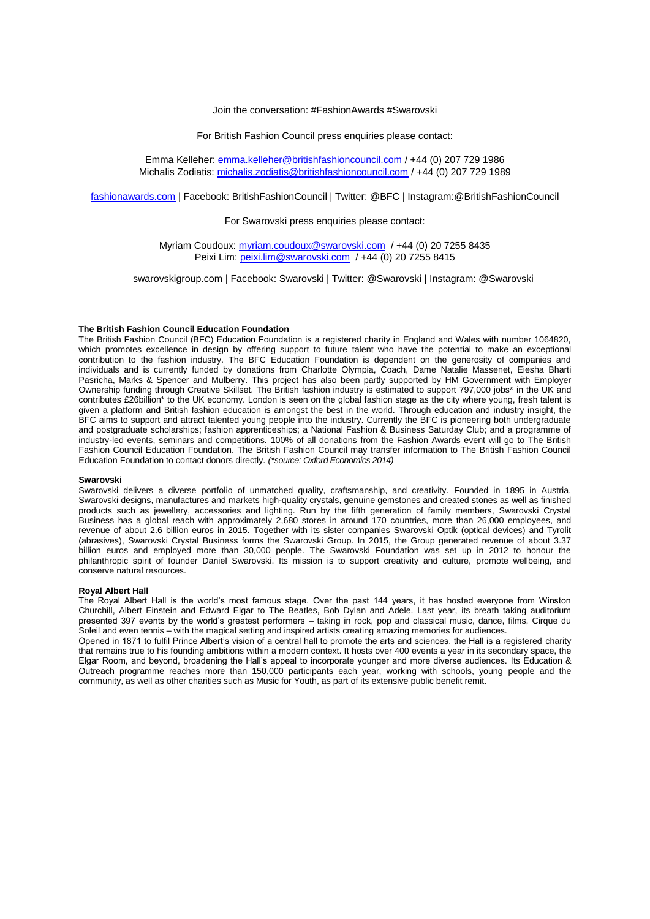Join the conversation: #FashionAwards #Swarovski

For British Fashion Council press enquiries please contact:

Emma Kelleher: emma.kelleher@britishfashioncouncil.com / +44 (0) 207 729 1986
Michalis Zodiatis: michalis.zodiatis@britishfashioncouncil.com / +44 (0) 207 729 1989

fashionawards.com | Facebook: BritishFashionCouncil | Twitter: @BFC | Instagram:@BritishFashionCouncil

For Swarovski press enquiries please contact:

Myriam Coudoux: myriam.coudoux@swarovski.com / +44 (0) 20 7255 8435
Peixi Lim: peixi.lim@swarovski.com / +44 (0) 20 7255 8415

swarovskigroup.com | Facebook: Swarovski | Twitter: @Swarovski | Instagram: @Swarovski

**The British Fashion Council Education Foundation**

The British Fashion Council (BFC) Education Foundation is a registered charity in England and Wales with number 1064820, which promotes excellence in design by offering support to future talent who have the potential to make an exceptional contribution to the fashion industry. The BFC Education Foundation is dependent on the generosity of companies and individuals and is currently funded by donations from Charlotte Olympia, Coach, Dame Natalie Massenet, Eiesha Bharti Pasricha, Marks & Spencer and Mulberry. This project has also been partly supported by HM Government with Employer Ownership funding through Creative Skillset. The British fashion industry is estimated to support 797,000 jobs* in the UK and contributes £26billion* to the UK economy. London is seen on the global fashion stage as the city where young, fresh talent is given a platform and British fashion education is amongst the best in the world. Through education and industry insight, the BFC aims to support and attract talented young people into the industry. Currently the BFC is pioneering both undergraduate and postgraduate scholarships; fashion apprenticeships; a National Fashion & Business Saturday Club; and a programme of industry-led events, seminars and competitions. 100% of all donations from the Fashion Awards event will go to The British Fashion Council Education Foundation. The British Fashion Council may transfer information to The British Fashion Council Education Foundation to contact donors directly. *(*source: Oxford Economics 2014)*

**Swarovski**

Swarovski delivers a diverse portfolio of unmatched quality, craftsmanship, and creativity. Founded in 1895 in Austria, Swarovski designs, manufactures and markets high-quality crystals, genuine gemstones and created stones as well as finished products such as jewellery, accessories and lighting. Run by the fifth generation of family members, Swarovski Crystal Business has a global reach with approximately 2,680 stores in around 170 countries, more than 26,000 employees, and revenue of about 2.6 billion euros in 2015. Together with its sister companies Swarovski Optik (optical devices) and Tyrolit (abrasives), Swarovski Crystal Business forms the Swarovski Group. In 2015, the Group generated revenue of about 3.37 billion euros and employed more than 30,000 people. The Swarovski Foundation was set up in 2012 to honour the philanthropic spirit of founder Daniel Swarovski. Its mission is to support creativity and culture, promote wellbeing, and conserve natural resources.

**Royal Albert Hall**

The Royal Albert Hall is the world's most famous stage. Over the past 144 years, it has hosted everyone from Winston Churchill, Albert Einstein and Edward Elgar to The Beatles, Bob Dylan and Adele. Last year, its breath taking auditorium presented 397 events by the world's greatest performers – taking in rock, pop and classical music, dance, films, Cirque du Soleil and even tennis – with the magical setting and inspired artists creating amazing memories for audiences.

Opened in 1871 to fulfil Prince Albert's vision of a central hall to promote the arts and sciences, the Hall is a registered charity that remains true to his founding ambitions within a modern context. It hosts over 400 events a year in its secondary space, the Elgar Room, and beyond, broadening the Hall's appeal to incorporate younger and more diverse audiences. Its Education & Outreach programme reaches more than 150,000 participants each year, working with schools, young people and the community, as well as other charities such as Music for Youth, as part of its extensive public benefit remit.